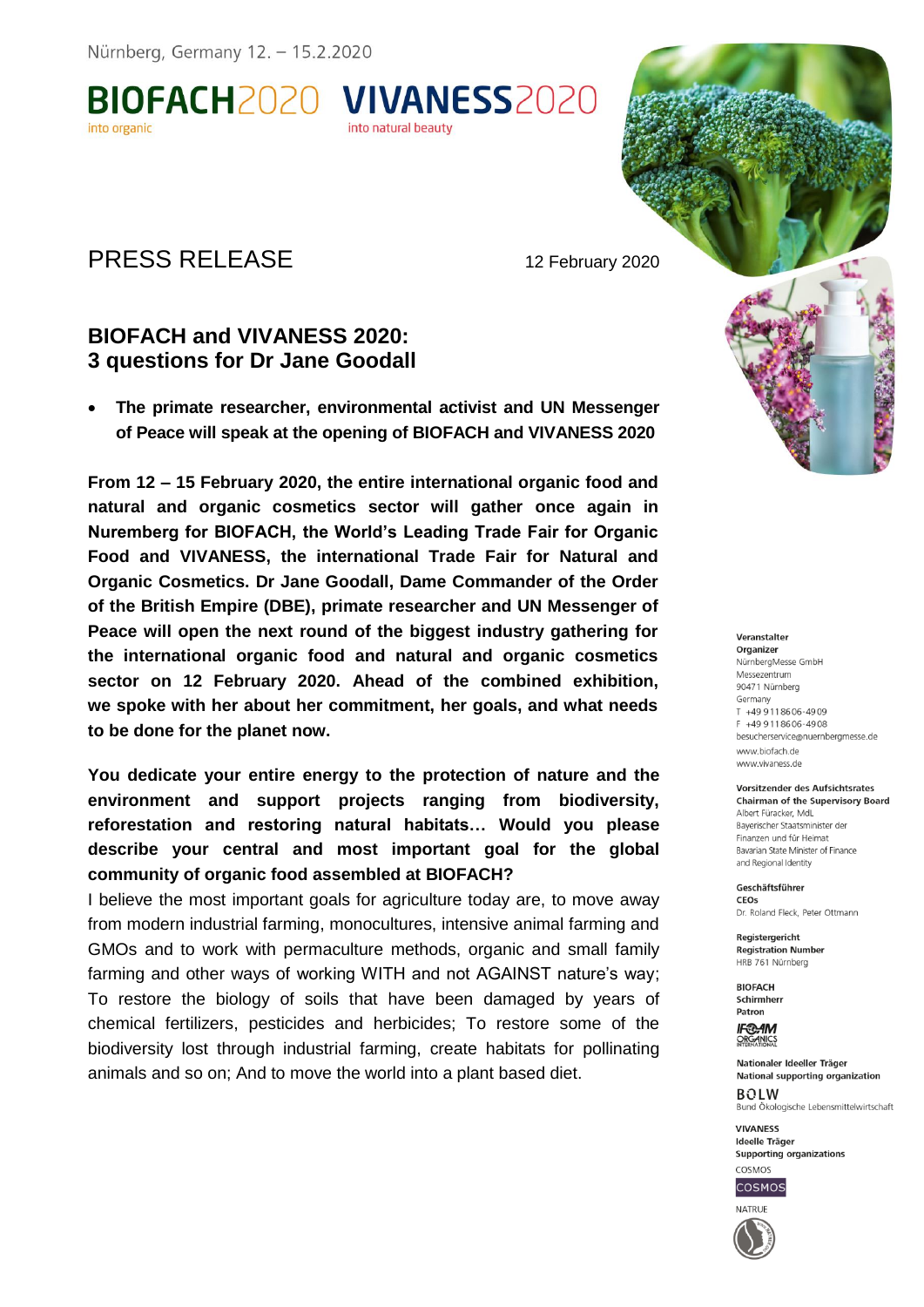Nürnberg, Germany 12. – 15.2.2020

BIOFACH2020 into organic VIVANESS2020 into natural beauty

# PRESS RELEASE

12 February 2020

## BIOFACH and VIVANESS 2020: 3 questions for Dr Jane Goodall

- **The primate researcher, environmental activist and UN Messenger of Peace will speak at the opening of BIOFACH and VIVANESS 2020**

**From 12 – 15 February 2020, the entire international organic food and natural and organic cosmetics sector will gather once again in Nuremberg for BIOFACH, the World's Leading Trade Fair for Organic Food and VIVANESS, the international Trade Fair for Natural and Organic Cosmetics. Dr Jane Goodall, Dame Commander of the Order of the British Empire (DBE), primate researcher and UN Messenger of Peace will open the next round of the biggest industry gathering for the international organic food and natural and organic cosmetics sector on 12 February 2020. Ahead of the combined exhibition, we spoke with her about her commitment, her goals, and what needs to be done for the planet now.**

**You dedicate your entire energy to the protection of nature and the environment and support projects ranging from biodiversity, reforestation and restoring natural habitats… Would you please describe your central and most important goal for the global community of organic food assembled at BIOFACH?**

I believe the most important goals for agriculture today are, to move away from modern industrial farming, monocultures, intensive animal farming and GMOs and to work with permaculture methods, organic and small family farming and other ways of working WITH and not AGAINST nature's way; To restore the biology of soils that have been damaged by years of chemical fertilizers, pesticides and herbicides; To restore some of the biodiversity lost through industrial farming, create habitats for pollinating animals and so on; And to move the world into a plant based diet.

**Veranstalter**
**Organizer**
NürnbergMesse GmbH
Messezentrum
90471 Nürnberg
Germany
T +49 9 11 86 06-49 09
F +49 9 11 86 06-49 08
besucherservice@nuernbergmesse.de
www.biofach.de
www.vivaness.de

**Vorsitzender des Aufsichtsrates**
**Chairman of the Supervisory Board**
Albert Füracker, MdL
Bayerischer Staatsminister der Finanzen und für Heimat
Bavarian State Minister of Finance and Regional Identity

**Geschäftsführer**
**CEOs**
Dr. Roland Fleck, Peter Ottmann

**Registergericht**
**Registration Number**
HRB 761 Nürnberg

**BIOFACH**
**Schirmherr**
**Patron**
IFOAM Organics International

**Nationaler Ideeller Träger**
**National supporting organization**
BÖLW
Bund Ökologische Lebensmittelwirtschaft

**VIVANESS**
**Ideelle Träger**
**Supporting organizations**
COSMOS
NATRUE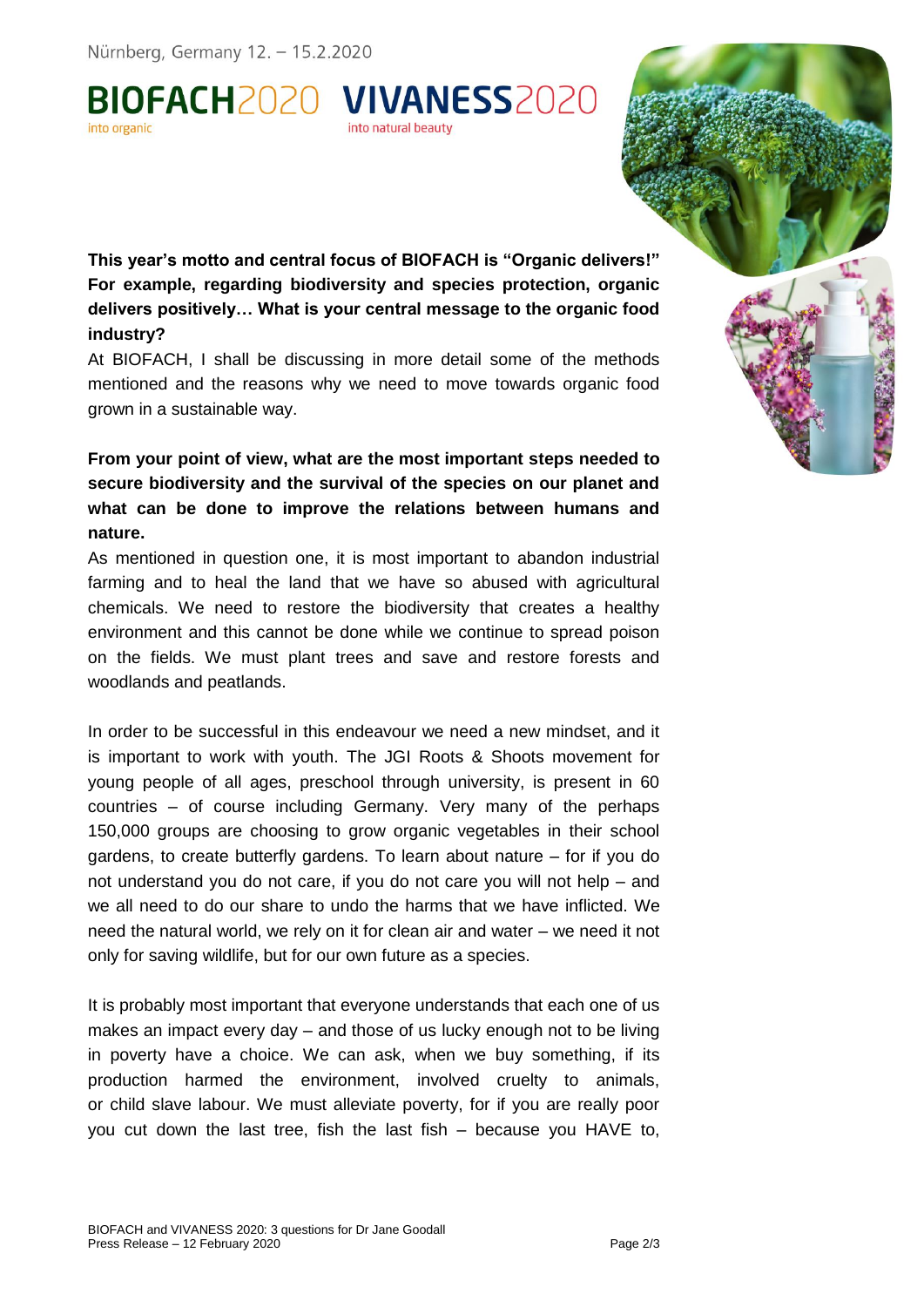**This year's motto and central focus of BIOFACH is "Organic delivers!" For example, regarding biodiversity and species protection, organic delivers positively… What is your central message to the organic food industry?**

At BIOFACH, I shall be discussing in more detail some of the methods mentioned and the reasons why we need to move towards organic food grown in a sustainable way.

**From your point of view, what are the most important steps needed to secure biodiversity and the survival of the species on our planet and what can be done to improve the relations between humans and nature.**

As mentioned in question one, it is most important to abandon industrial farming and to heal the land that we have so abused with agricultural chemicals. We need to restore the biodiversity that creates a healthy environment and this cannot be done while we continue to spread poison on the fields. We must plant trees and save and restore forests and woodlands and peatlands.

In order to be successful in this endeavour we need a new mindset, and it is important to work with youth. The JGI Roots & Shoots movement for young people of all ages, preschool through university, is present in 60 countries – of course including Germany. Very many of the perhaps 150,000 groups are choosing to grow organic vegetables in their school gardens, to create butterfly gardens. To learn about nature – for if you do not understand you do not care, if you do not care you will not help – and we all need to do our share to undo the harms that we have inflicted. We need the natural world, we rely on it for clean air and water – we need it not only for saving wildlife, but for our own future as a species.

It is probably most important that everyone understands that each one of us makes an impact every day – and those of us lucky enough not to be living in poverty have a choice. We can ask, when we buy something, if its production harmed the environment, involved cruelty to animals, or child slave labour. We must alleviate poverty, for if you are really poor you cut down the last tree, fish the last fish – because you HAVE to,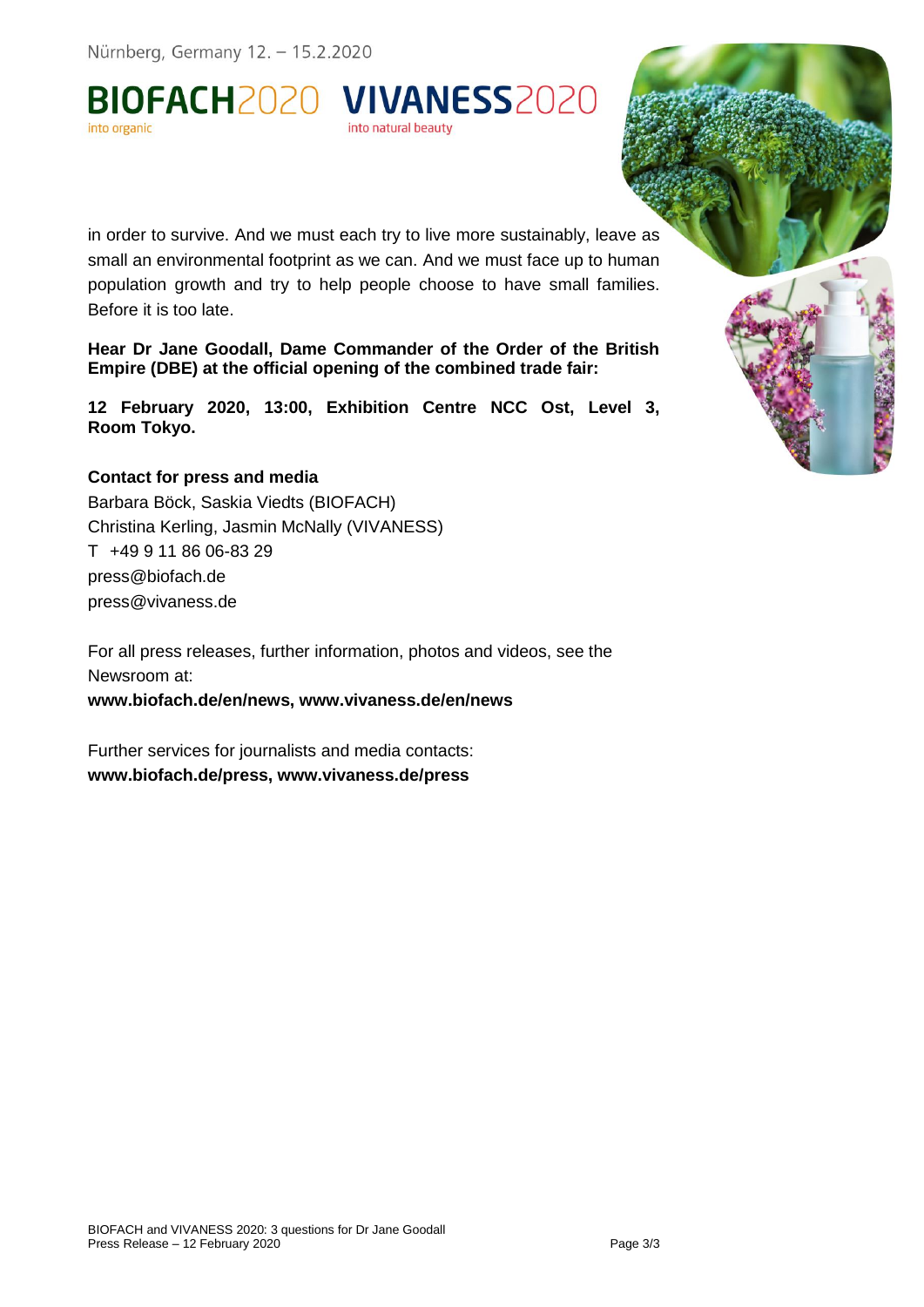in order to survive. And we must each try to live more sustainably, leave as small an environmental footprint as we can. And we must face up to human population growth and try to help people choose to have small families. Before it is too late.

**Hear Dr Jane Goodall, Dame Commander of the Order of the British Empire (DBE) at the official opening of the combined trade fair:**

**12 February 2020, 13:00, Exhibition Centre NCC Ost, Level 3, Room Tokyo.**

**Contact for press and media**
Barbara Böck, Saskia Viedts (BIOFACH)
Christina Kerling, Jasmin McNally (VIVANESS)
T +49 9 11 86 06-83 29
press@biofach.de
press@vivaness.de

For all press releases, further information, photos and videos, see the Newsroom at:
**www.biofach.de/en/news, www.vivaness.de/en/news**

Further services for journalists and media contacts:
**www.biofach.de/press, www.vivaness.de/press**